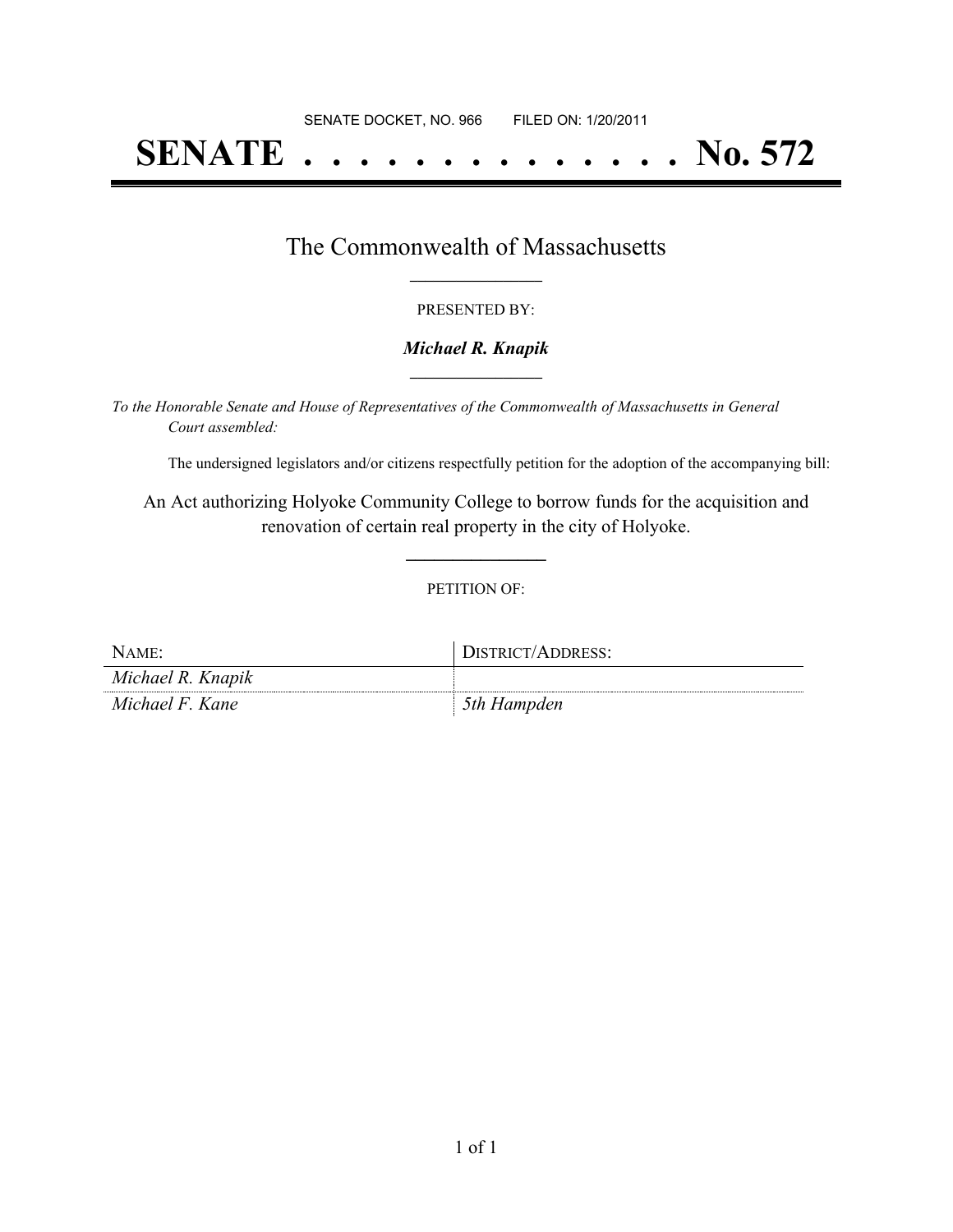SENATE DOCKET, NO. 966 FILED ON: 1/20/2011

# SENATE . . . . . . . . . . . . . . No. 572

## The Commonwealth of Massachusetts

PRESENTED BY:

***Michael R. Knapik***

*To the Honorable Senate and House of Representatives of the Commonwealth of Massachusetts in General Court assembled:*

The undersigned legislators and/or citizens respectfully petition for the adoption of the accompanying bill:

An Act authorizing Holyoke Community College to borrow funds for the acquisition and renovation of certain real property in the city of Holyoke.

PETITION OF:

| NAME: | DISTRICT/ADDRESS: |
| --- | --- |
| *Michael R. Knapik* | |
| *Michael F. Kane* | *5th Hampden* |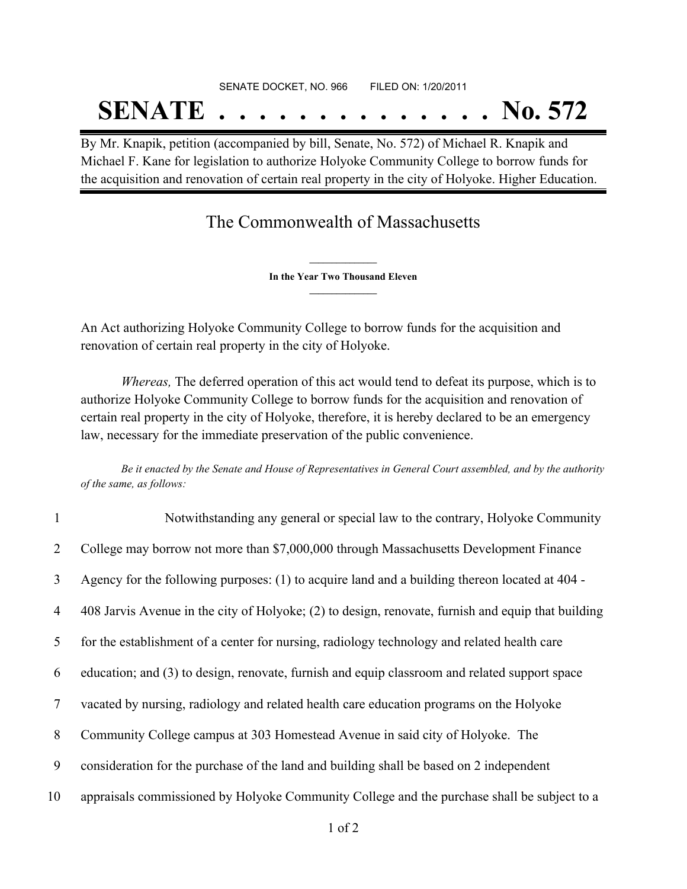SENATE DOCKET, NO. 966        FILED ON: 1/20/2011

# SENATE . . . . . . . . . . . . . . No. 572

By Mr. Knapik, petition (accompanied by bill, Senate, No. 572) of Michael R. Knapik and Michael F. Kane for legislation to authorize Holyoke Community College to borrow funds for the acquisition and renovation of certain real property in the city of Holyoke. Higher Education.

## The Commonwealth of Massachusetts

**In the Year Two Thousand Eleven**

An Act authorizing Holyoke Community College to borrow funds for the acquisition and renovation of certain real property in the city of Holyoke.

*Whereas,* The deferred operation of this act would tend to defeat its purpose, which is to authorize Holyoke Community College to borrow funds for the acquisition and renovation of certain real property in the city of Holyoke, therefore, it is hereby declared to be an emergency law, necessary for the immediate preservation of the public convenience.

*Be it enacted by the Senate and House of Representatives in General Court assembled, and by the authority of the same, as follows:*

1 Notwithstanding any general or special law to the contrary, Holyoke Community
2 College may borrow not more than $7,000,000 through Massachusetts Development Finance
3 Agency for the following purposes: (1) to acquire land and a building thereon located at 404 -
4 408 Jarvis Avenue in the city of Holyoke; (2) to design, renovate, furnish and equip that building
5 for the establishment of a center for nursing, radiology technology and related health care
6 education; and (3) to design, renovate, furnish and equip classroom and related support space
7 vacated by nursing, radiology and related health care education programs on the Holyoke
8 Community College campus at 303 Homestead Avenue in said city of Holyoke. The
9 consideration for the purchase of the land and building shall be based on 2 independent
10 appraisals commissioned by Holyoke Community College and the purchase shall be subject to a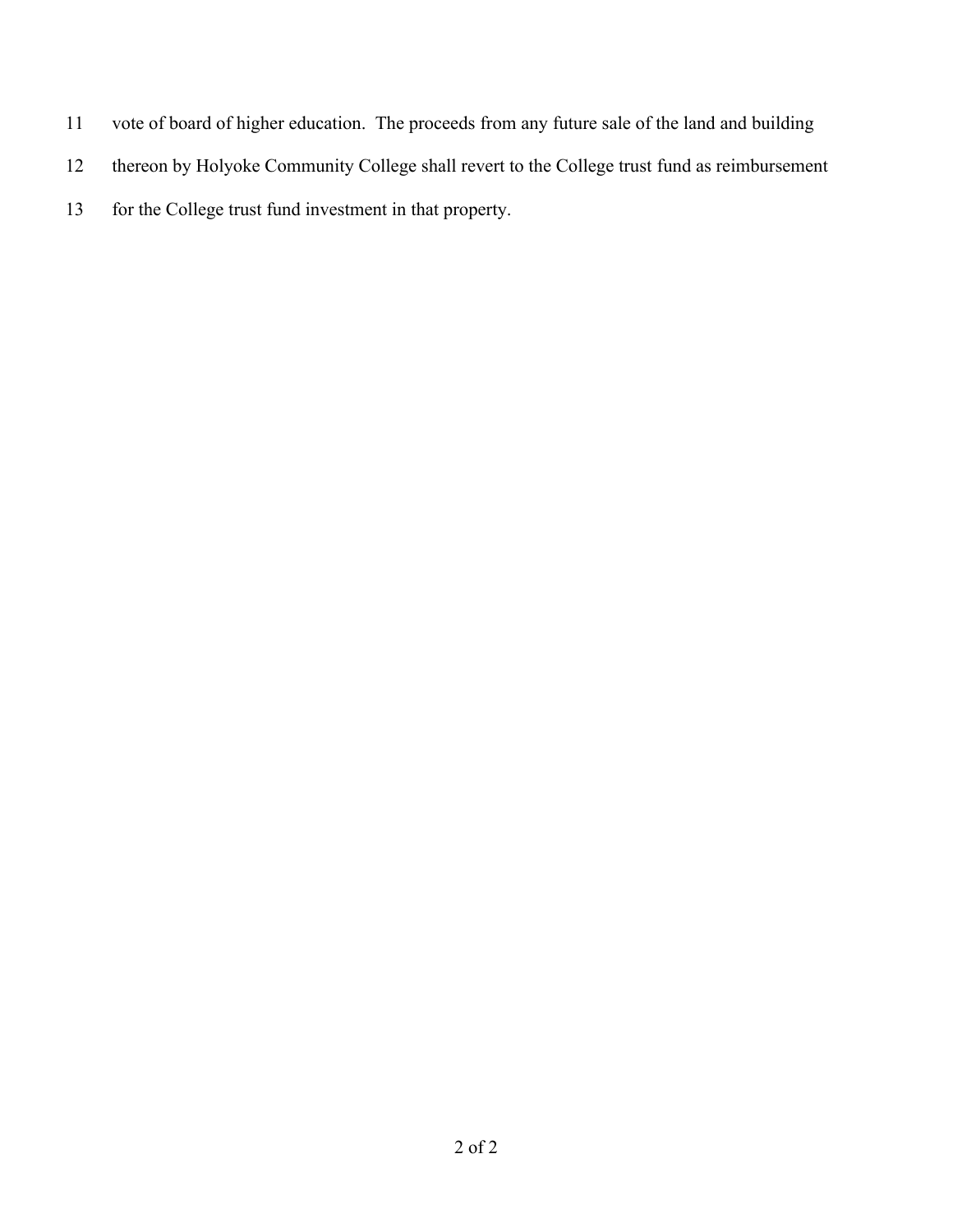11 vote of board of higher education. The proceeds from any future sale of the land and building

12 thereon by Holyoke Community College shall revert to the College trust fund as reimbursement

13 for the College trust fund investment in that property.